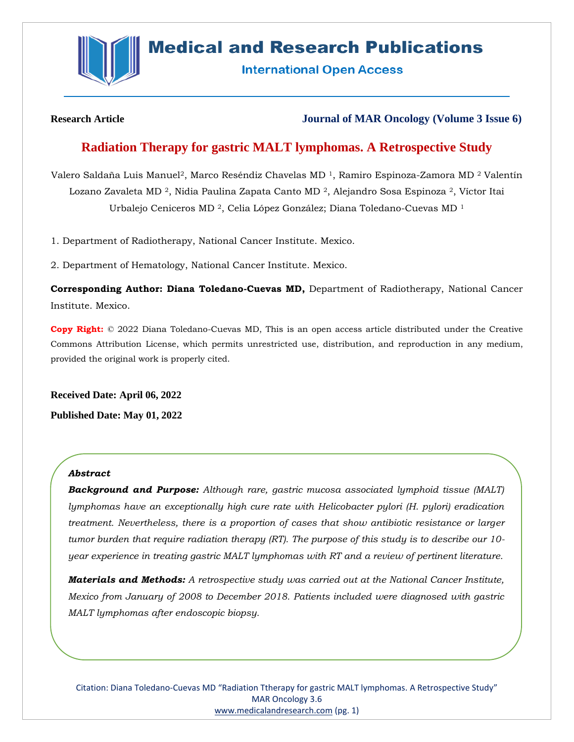Research Article

Journal of MAR Oncology (Volume 3 Issue 6)

# Radiation Therapy for gastric MALT lymphomas. A Retrospective Study

Valero Saldaña Luis Manuel[2], Marco Reséndiz Chavelas MD [1], Ramiro Espinoza-Zamora MD [2] Valentín Lozano Zavaleta MD [2], Nidia Paulina Zapata Canto MD [2], Alejandro Sosa Espinoza [2], Víctor Itai Urbalejo Ceniceros MD [2], Celia López González; Diana Toledano-Cuevas MD [1]

1. Department of Radiotherapy, National Cancer Institute. Mexico.

2. Department of Hematology, National Cancer Institute. Mexico.

**Corresponding Author: Diana Toledano-Cuevas MD,** Department of Radiotherapy, National Cancer Institute. Mexico.

**Copy Right:** © 2022 Diana Toledano-Cuevas MD, This is an open access article distributed under the Creative Commons Attribution License, which permits unrestricted use, distribution, and reproduction in any medium, provided the original work is properly cited.

**Received Date: April 06, 2022**

**Published Date: May 01, 2022**

### Abstract

***Background and Purpose:*** *Although rare, gastric mucosa associated lymphoid tissue (MALT) lymphomas have an exceptionally high cure rate with Helicobacter pylori (H. pylori) eradication treatment. Nevertheless, there is a proportion of cases that show antibiotic resistance or larger tumor burden that require radiation therapy (RT). The purpose of this study is to describe our 10-year experience in treating gastric MALT lymphomas with RT and a review of pertinent literature.*

***Materials and Methods:*** *A retrospective study was carried out at the National Cancer Institute, Mexico from January of 2008 to December 2018. Patients included were diagnosed with gastric MALT lymphomas after endoscopic biopsy.*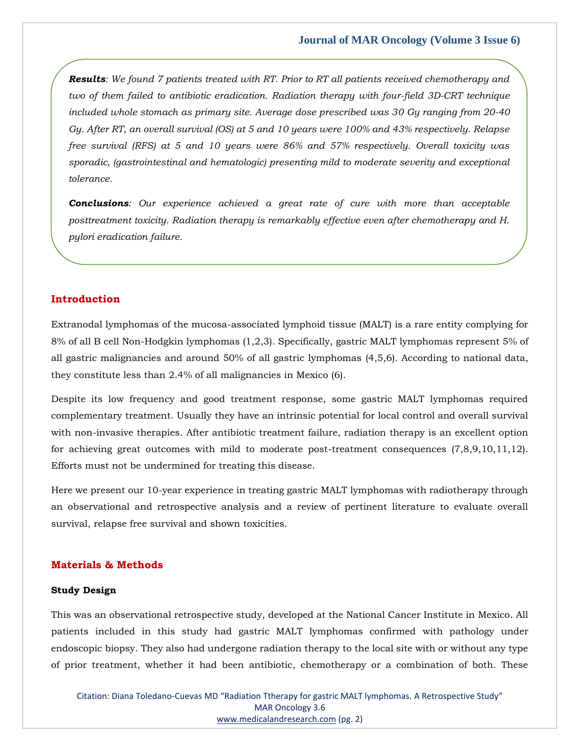***Results***: *We found 7 patients treated with RT. Prior to RT all patients received chemotherapy and two of them failed to antibiotic eradication. Radiation therapy with four-field 3D-CRT technique included whole stomach as primary site. Average dose prescribed was 30 Gy ranging from 20-40 Gy. After RT, an overall survival (OS) at 5 and 10 years were 100% and 43% respectively. Relapse free survival (RFS) at 5 and 10 years were 86% and 57% respectively. Overall toxicity was sporadic, (gastrointestinal and hematologic) presenting mild to moderate severity and exceptional tolerance.*

***Conclusions***: *Our experience achieved a great rate of cure with more than acceptable posttreatment toxicity. Radiation therapy is remarkably effective even after chemotherapy and H. pylori eradication failure.*

## Introduction

Extranodal lymphomas of the mucosa-associated lymphoid tissue (MALT) is a rare entity complying for 8% of all B cell Non-Hodgkin lymphomas (1,2,3). Specifically, gastric MALT lymphomas represent 5% of all gastric malignancies and around 50% of all gastric lymphomas (4,5,6). According to national data, they constitute less than 2.4% of all malignancies in Mexico (6).

Despite its low frequency and good treatment response, some gastric MALT lymphomas required complementary treatment. Usually they have an intrinsic potential for local control and overall survival with non-invasive therapies. After antibiotic treatment failure, radiation therapy is an excellent option for achieving great outcomes with mild to moderate post-treatment consequences (7,8,9,10,11,12). Efforts must not be undermined for treating this disease.

Here we present our 10-year experience in treating gastric MALT lymphomas with radiotherapy through an observational and retrospective analysis and a review of pertinent literature to evaluate overall survival, relapse free survival and shown toxicities.

## Materials & Methods

### Study Design

This was an observational retrospective study, developed at the National Cancer Institute in Mexico. All patients included in this study had gastric MALT lymphomas confirmed with pathology under endoscopic biopsy. They also had undergone radiation therapy to the local site with or without any type of prior treatment, whether it had been antibiotic, chemotherapy or a combination of both. These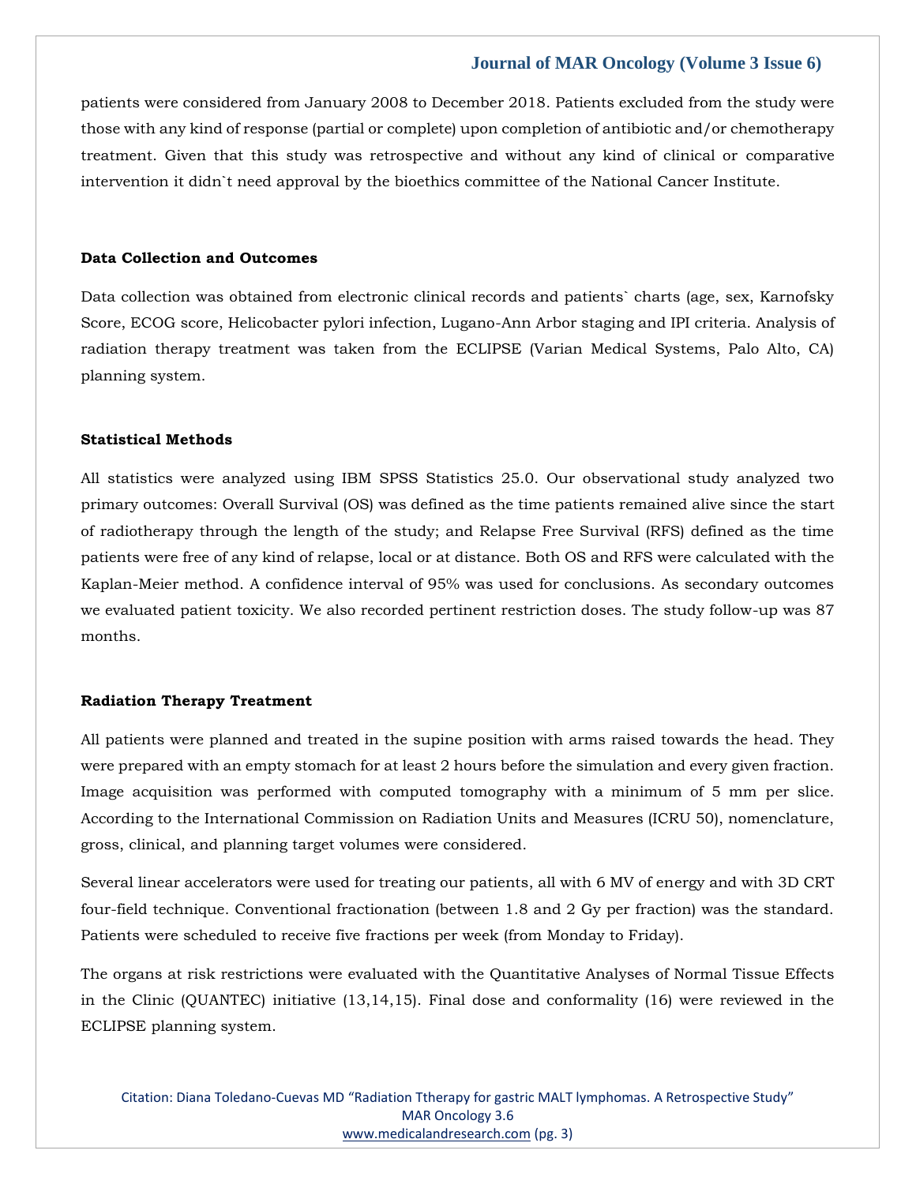patients were considered from January 2008 to December 2018. Patients excluded from the study were those with any kind of response (partial or complete) upon completion of antibiotic and/or chemotherapy treatment. Given that this study was retrospective and without any kind of clinical or comparative intervention it didn`t need approval by the bioethics committee of the National Cancer Institute.

**Data Collection and Outcomes**

Data collection was obtained from electronic clinical records and patients` charts (age, sex, Karnofsky Score, ECOG score, Helicobacter pylori infection, Lugano-Ann Arbor staging and IPI criteria. Analysis of radiation therapy treatment was taken from the ECLIPSE (Varian Medical Systems, Palo Alto, CA) planning system.

**Statistical Methods**

All statistics were analyzed using IBM SPSS Statistics 25.0. Our observational study analyzed two primary outcomes: Overall Survival (OS) was defined as the time patients remained alive since the start of radiotherapy through the length of the study; and Relapse Free Survival (RFS) defined as the time patients were free of any kind of relapse, local or at distance. Both OS and RFS were calculated with the Kaplan-Meier method. A confidence interval of 95% was used for conclusions. As secondary outcomes we evaluated patient toxicity. We also recorded pertinent restriction doses. The study follow-up was 87 months.

**Radiation Therapy Treatment**

All patients were planned and treated in the supine position with arms raised towards the head. They were prepared with an empty stomach for at least 2 hours before the simulation and every given fraction. Image acquisition was performed with computed tomography with a minimum of 5 mm per slice. According to the International Commission on Radiation Units and Measures (ICRU 50), nomenclature, gross, clinical, and planning target volumes were considered.

Several linear accelerators were used for treating our patients, all with 6 MV of energy and with 3D CRT four-field technique. Conventional fractionation (between 1.8 and 2 Gy per fraction) was the standard. Patients were scheduled to receive five fractions per week (from Monday to Friday).

The organs at risk restrictions were evaluated with the Quantitative Analyses of Normal Tissue Effects in the Clinic (QUANTEC) initiative (13,14,15). Final dose and conformality (16) were reviewed in the ECLIPSE planning system.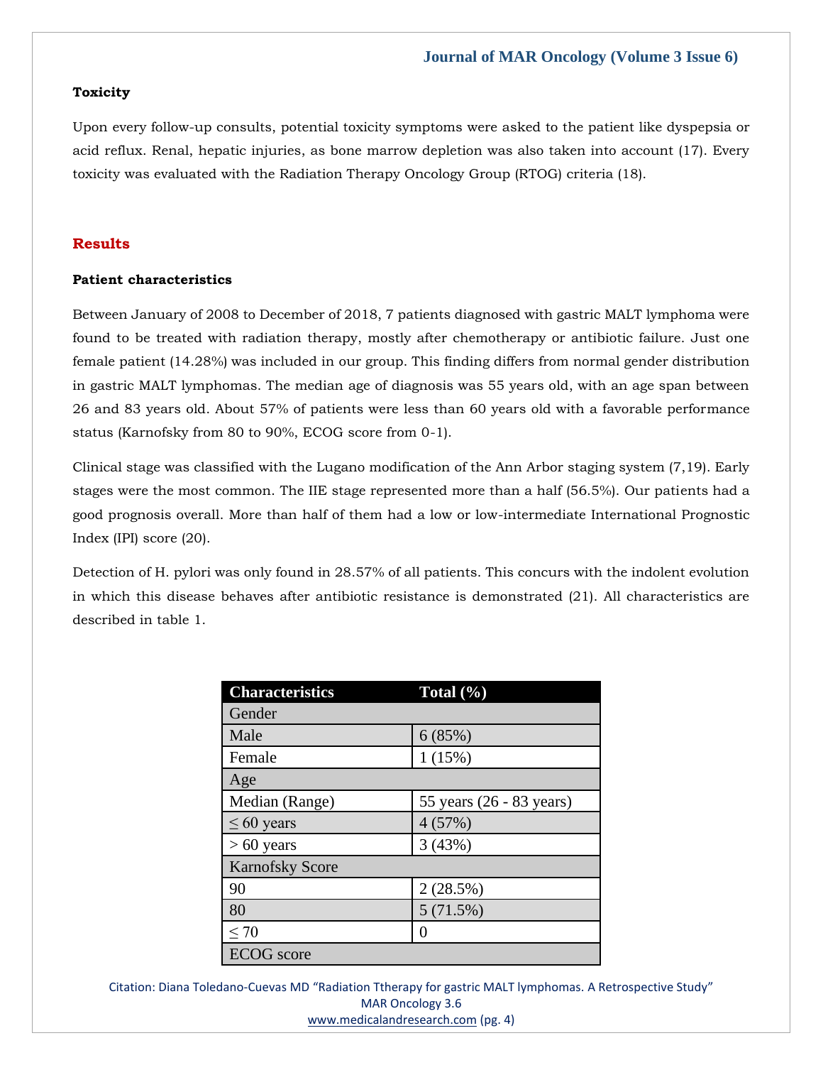### Toxicity

Upon every follow-up consults, potential toxicity symptoms were asked to the patient like dyspepsia or acid reflux. Renal, hepatic injuries, as bone marrow depletion was also taken into account (17). Every toxicity was evaluated with the Radiation Therapy Oncology Group (RTOG) criteria (18).

## Results

### Patient characteristics

Between January of 2008 to December of 2018, 7 patients diagnosed with gastric MALT lymphoma were found to be treated with radiation therapy, mostly after chemotherapy or antibiotic failure. Just one female patient (14.28%) was included in our group. This finding differs from normal gender distribution in gastric MALT lymphomas. The median age of diagnosis was 55 years old, with an age span between 26 and 83 years old. About 57% of patients were less than 60 years old with a favorable performance status (Karnofsky from 80 to 90%, ECOG score from 0-1).

Clinical stage was classified with the Lugano modification of the Ann Arbor staging system (7,19). Early stages were the most common. The IIE stage represented more than a half (56.5%). Our patients had a good prognosis overall. More than half of them had a low or low-intermediate International Prognostic Index (IPI) score (20).

Detection of H. pylori was only found in 28.57% of all patients. This concurs with the indolent evolution in which this disease behaves after antibiotic resistance is demonstrated (21). All characteristics are described in table 1.

| Characteristics | Total (%) |
|---|---|
| Gender | |
| Male | 6 (85%) |
| Female | 1 (15%) |
| Age | |
| Median (Range) | 55 years (26 - 83 years) |
| ≤ 60 years | 4 (57%) |
| > 60 years | 3 (43%) |
| Karnofsky Score | |
| 90 | 2 (28.5%) |
| 80 | 5 (71.5%) |
| ≤ 70 | 0 |
| ECOG score | |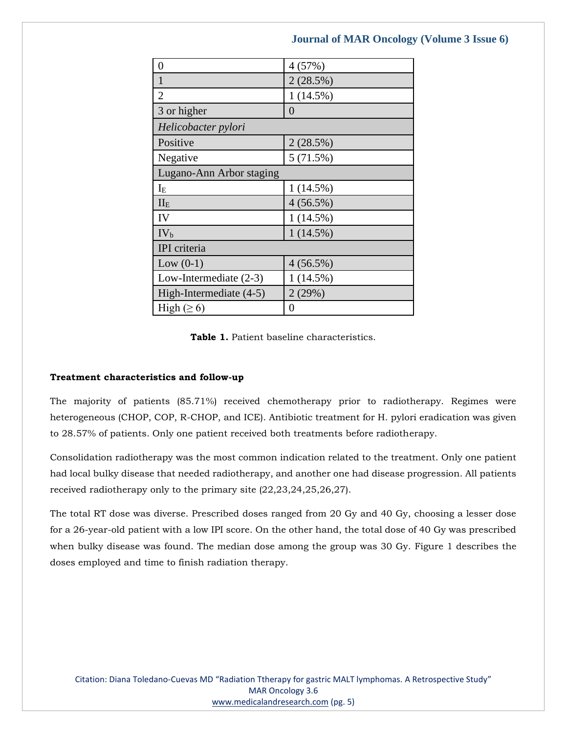| | |
|---|---|
| 0 | 4 (57%) |
| 1 | 2 (28.5%) |
| 2 | 1 (14.5%) |
| 3 or higher | 0 |
| *Helicobacter pylori* | |
| Positive | 2 (28.5%) |
| Negative | 5 (71.5%) |
| Lugano-Ann Arbor staging | |
| $I_E$ | 1 (14.5%) |
| $II_E$ | 4 (56.5%) |
| IV | 1 (14.5%) |
| $IV_b$ | 1 (14.5%) |
| IPI criteria | |
| Low (0-1) | 4 (56.5%) |
| Low-Intermediate (2-3) | 1 (14.5%) |
| High-Intermediate (4-5) | 2 (29%) |
| High (≥ 6) | 0 |

**Table 1.** Patient baseline characteristics.

#### Treatment characteristics and follow-up

The majority of patients (85.71%) received chemotherapy prior to radiotherapy. Regimes were heterogeneous (CHOP, COP, R-CHOP, and ICE). Antibiotic treatment for H. pylori eradication was given to 28.57% of patients. Only one patient received both treatments before radiotherapy.

Consolidation radiotherapy was the most common indication related to the treatment. Only one patient had local bulky disease that needed radiotherapy, and another one had disease progression. All patients received radiotherapy only to the primary site (22,23,24,25,26,27).

The total RT dose was diverse. Prescribed doses ranged from 20 Gy and 40 Gy, choosing a lesser dose for a 26-year-old patient with a low IPI score. On the other hand, the total dose of 40 Gy was prescribed when bulky disease was found. The median dose among the group was 30 Gy. Figure 1 describes the doses employed and time to finish radiation therapy.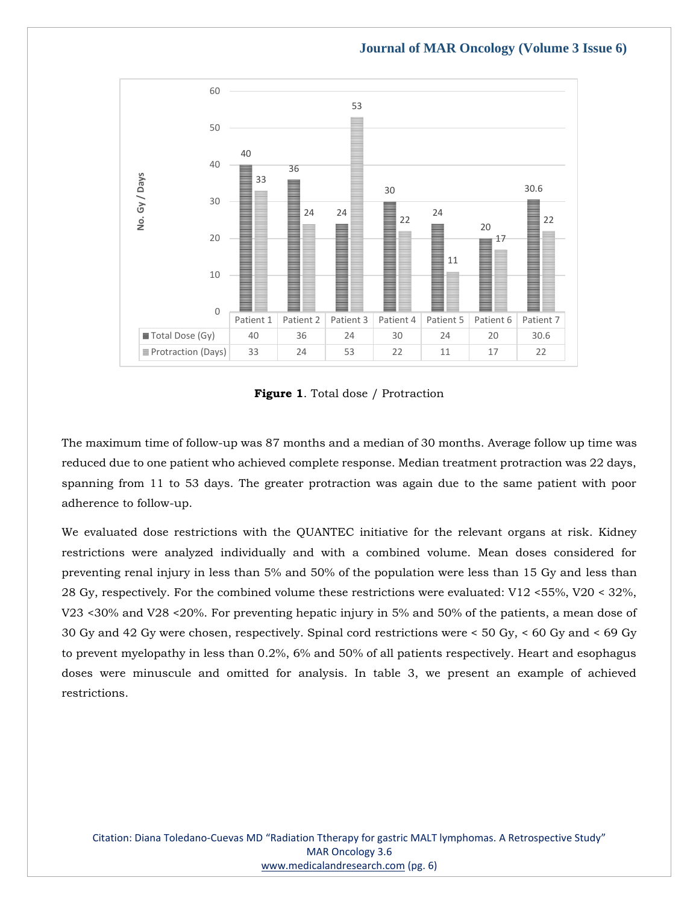|  | Patient 1 | Patient 2 | Patient 3 | Patient 4 | Patient 5 | Patient 6 | Patient 7 |
|---|---|---|---|---|---|---|---|
| Total Dose (Gy) | 40 | 36 | 24 | 30 | 24 | 20 | 30.6 |
| Protraction (Days) | 33 | 24 | 53 | 22 | 11 | 17 | 22 |

**Figure 1**. Total dose / Protraction

The maximum time of follow-up was 87 months and a median of 30 months. Average follow up time was reduced due to one patient who achieved complete response. Median treatment protraction was 22 days, spanning from 11 to 53 days. The greater protraction was again due to the same patient with poor adherence to follow-up.

We evaluated dose restrictions with the QUANTEC initiative for the relevant organs at risk. Kidney restrictions were analyzed individually and with a combined volume. Mean doses considered for preventing renal injury in less than 5% and 50% of the population were less than 15 Gy and less than 28 Gy, respectively. For the combined volume these restrictions were evaluated: V12 <55%, V20 < 32%, V23 <30% and V28 <20%. For preventing hepatic injury in 5% and 50% of the patients, a mean dose of 30 Gy and 42 Gy were chosen, respectively. Spinal cord restrictions were < 50 Gy, < 60 Gy and < 69 Gy to prevent myelopathy in less than 0.2%, 6% and 50% of all patients respectively. Heart and esophagus doses were minuscule and omitted for analysis. In table 3, we present an example of achieved restrictions.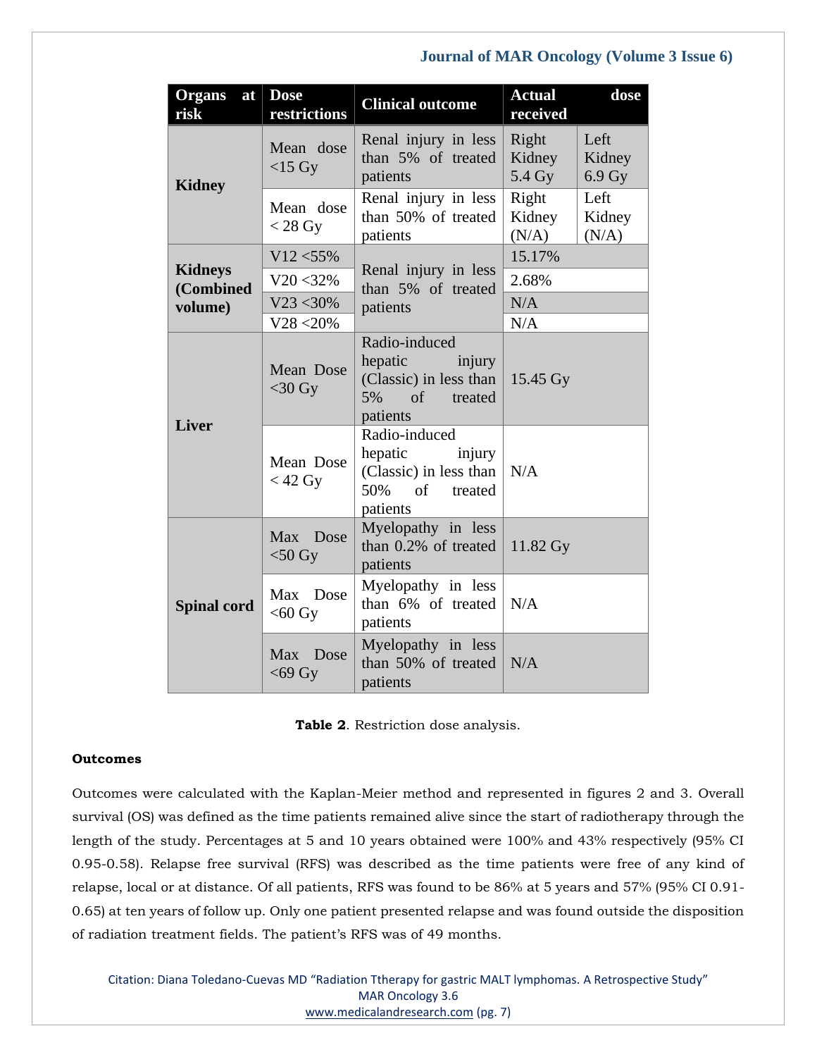| Organs at risk | Dose restrictions | Clinical outcome | Actual dose received | |
|---|---|---|---|---|
| **Kidney** | Mean dose <15 Gy | Renal injury in less than 5% of treated patients | Right Kidney 5.4 Gy | Left Kidney 6.9 Gy |
| | Mean dose < 28 Gy | Renal injury in less than 50% of treated patients | Right Kidney (N/A) | Left Kidney (N/A) |
| **Kidneys (Combined volume)** | V12 <55% | Renal injury in less than 5% of treated patients | 15.17% | |
| | V20 <32% | | 2.68% | |
| | V23 <30% | | N/A | |
| | V28 <20% | | N/A | |
| **Liver** | Mean Dose <30 Gy | Radio-induced hepatic injury (Classic) in less than 5% of treated patients | 15.45 Gy | |
| | Mean Dose < 42 Gy | Radio-induced hepatic injury (Classic) in less than 50% of treated patients | N/A | |
| **Spinal cord** | Max Dose <50 Gy | Myelopathy in less than 0.2% of treated patients | 11.82 Gy | |
| | Max Dose <60 Gy | Myelopathy in less than 6% of treated patients | N/A | |
| | Max Dose <69 Gy | Myelopathy in less than 50% of treated patients | N/A | |

**Table 2**. Restriction dose analysis.

**Outcomes**

Outcomes were calculated with the Kaplan-Meier method and represented in figures 2 and 3. Overall survival (OS) was defined as the time patients remained alive since the start of radiotherapy through the length of the study. Percentages at 5 and 10 years obtained were 100% and 43% respectively (95% CI 0.95-0.58). Relapse free survival (RFS) was described as the time patients were free of any kind of relapse, local or at distance. Of all patients, RFS was found to be 86% at 5 years and 57% (95% CI 0.91-0.65) at ten years of follow up. Only one patient presented relapse and was found outside the disposition of radiation treatment fields. The patient's RFS was of 49 months.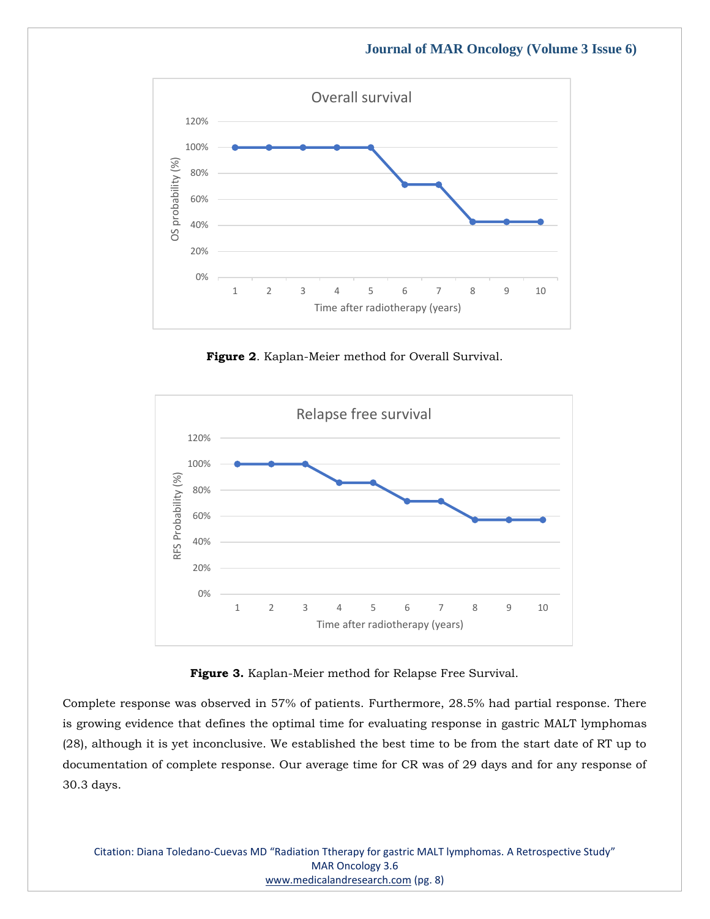Figure 2. Kaplan-Meier method for Overall Survival.

Figure 3. Kaplan-Meier method for Relapse Free Survival.

Complete response was observed in 57% of patients. Furthermore, 28.5% had partial response. There is growing evidence that defines the optimal time for evaluating response in gastric MALT lymphomas (28), although it is yet inconclusive. We established the best time to be from the start date of RT up to documentation of complete response. Our average time for CR was of 29 days and for any response of 30.3 days.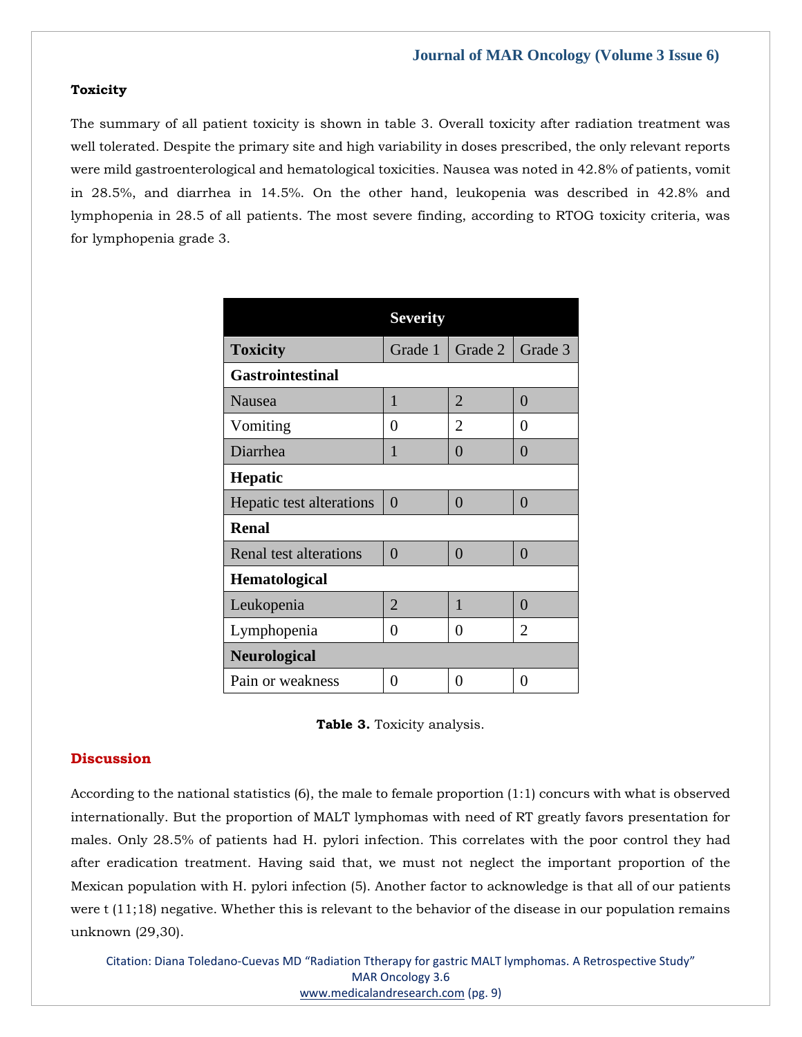**Toxicity**

The summary of all patient toxicity is shown in table 3. Overall toxicity after radiation treatment was well tolerated. Despite the primary site and high variability in doses prescribed, the only relevant reports were mild gastroenterological and hematological toxicities. Nausea was noted in 42.8% of patients, vomit in 28.5%, and diarrhea in 14.5%. On the other hand, leukopenia was described in 42.8% and lymphopenia in 28.5 of all patients. The most severe finding, according to RTOG toxicity criteria, was for lymphopenia grade 3.

| Severity | | | |
|---|---|---|---|
| **Toxicity** | Grade 1 | Grade 2 | Grade 3 |
| **Gastrointestinal** | | | |
| Nausea | 1 | 2 | 0 |
| Vomiting | 0 | 2 | 0 |
| Diarrhea | 1 | 0 | 0 |
| **Hepatic** | | | |
| Hepatic test alterations | 0 | 0 | 0 |
| **Renal** | | | |
| Renal test alterations | 0 | 0 | 0 |
| **Hematological** | | | |
| Leukopenia | 2 | 1 | 0 |
| Lymphopenia | 0 | 0 | 2 |
| **Neurological** | | | |
| Pain or weakness | 0 | 0 | 0 |

**Table 3.** Toxicity analysis.

## Discussion

According to the national statistics (6), the male to female proportion (1:1) concurs with what is observed internationally. But the proportion of MALT lymphomas with need of RT greatly favors presentation for males. Only 28.5% of patients had H. pylori infection. This correlates with the poor control they had after eradication treatment. Having said that, we must not neglect the important proportion of the Mexican population with H. pylori infection (5). Another factor to acknowledge is that all of our patients were t (11;18) negative. Whether this is relevant to the behavior of the disease in our population remains unknown (29,30).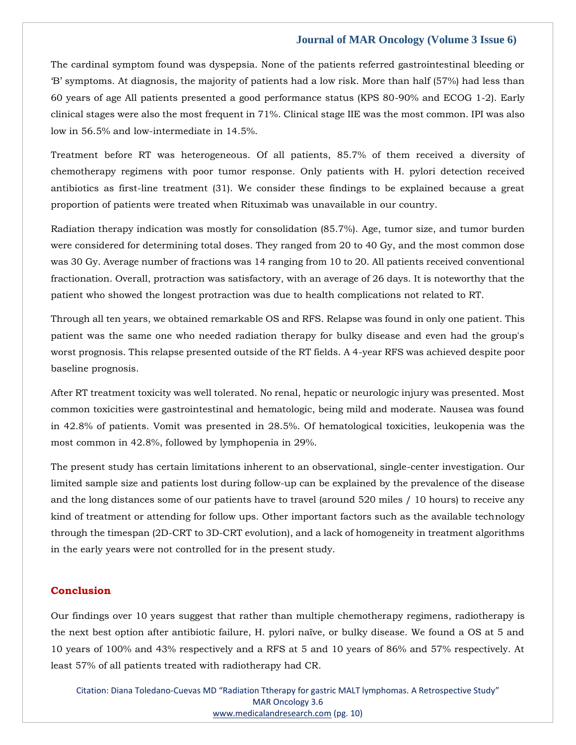The cardinal symptom found was dyspepsia. None of the patients referred gastrointestinal bleeding or 'B' symptoms. At diagnosis, the majority of patients had a low risk. More than half (57%) had less than 60 years of age All patients presented a good performance status (KPS 80-90% and ECOG 1-2). Early clinical stages were also the most frequent in 71%. Clinical stage IIE was the most common. IPI was also low in 56.5% and low-intermediate in 14.5%.

Treatment before RT was heterogeneous. Of all patients, 85.7% of them received a diversity of chemotherapy regimens with poor tumor response. Only patients with H. pylori detection received antibiotics as first-line treatment (31). We consider these findings to be explained because a great proportion of patients were treated when Rituximab was unavailable in our country.

Radiation therapy indication was mostly for consolidation (85.7%). Age, tumor size, and tumor burden were considered for determining total doses. They ranged from 20 to 40 Gy, and the most common dose was 30 Gy. Average number of fractions was 14 ranging from 10 to 20. All patients received conventional fractionation. Overall, protraction was satisfactory, with an average of 26 days. It is noteworthy that the patient who showed the longest protraction was due to health complications not related to RT.

Through all ten years, we obtained remarkable OS and RFS. Relapse was found in only one patient. This patient was the same one who needed radiation therapy for bulky disease and even had the group's worst prognosis. This relapse presented outside of the RT fields. A 4-year RFS was achieved despite poor baseline prognosis.

After RT treatment toxicity was well tolerated. No renal, hepatic or neurologic injury was presented. Most common toxicities were gastrointestinal and hematologic, being mild and moderate. Nausea was found in 42.8% of patients. Vomit was presented in 28.5%. Of hematological toxicities, leukopenia was the most common in 42.8%, followed by lymphopenia in 29%.

The present study has certain limitations inherent to an observational, single-center investigation. Our limited sample size and patients lost during follow-up can be explained by the prevalence of the disease and the long distances some of our patients have to travel (around 520 miles / 10 hours) to receive any kind of treatment or attending for follow ups. Other important factors such as the available technology through the timespan (2D-CRT to 3D-CRT evolution), and a lack of homogeneity in treatment algorithms in the early years were not controlled for in the present study.

## Conclusion

Our findings over 10 years suggest that rather than multiple chemotherapy regimens, radiotherapy is the next best option after antibiotic failure, H. pylori naïve, or bulky disease. We found a OS at 5 and 10 years of 100% and 43% respectively and a RFS at 5 and 10 years of 86% and 57% respectively. At least 57% of all patients treated with radiotherapy had CR.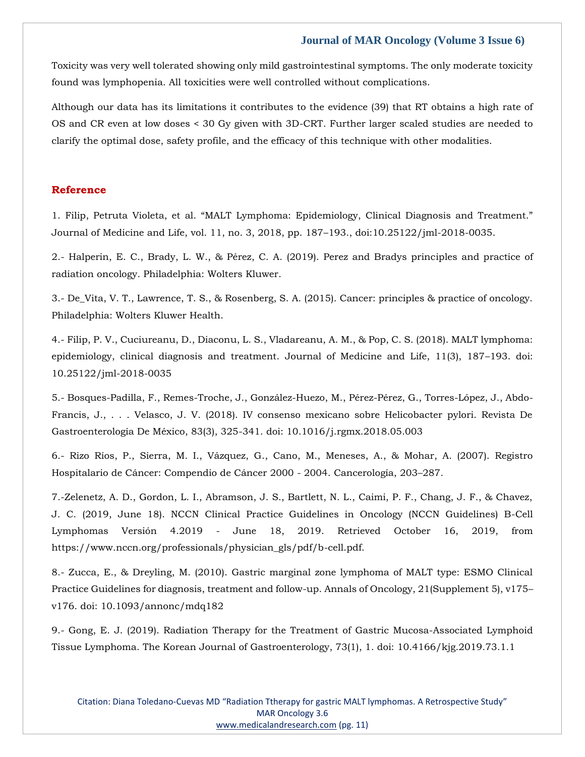Toxicity was very well tolerated showing only mild gastrointestinal symptoms. The only moderate toxicity found was lymphopenia. All toxicities were well controlled without complications.

Although our data has its limitations it contributes to the evidence (39) that RT obtains a high rate of OS and CR even at low doses < 30 Gy given with 3D-CRT. Further larger scaled studies are needed to clarify the optimal dose, safety profile, and the efficacy of this technique with other modalities.

## Reference

1. Filip, Petruta Violeta, et al. "MALT Lymphoma: Epidemiology, Clinical Diagnosis and Treatment." Journal of Medicine and Life, vol. 11, no. 3, 2018, pp. 187–193., doi:10.25122/jml-2018-0035.

2.- Halperin, E. C., Brady, L. W., & Pérez, C. A. (2019). Perez and Bradys principles and practice of radiation oncology. Philadelphia: Wolters Kluwer.

3.- De_Vita, V. T., Lawrence, T. S., & Rosenberg, S. A. (2015). Cancer: principles & practice of oncology. Philadelphia: Wolters Kluwer Health.

4.- Filip, P. V., Cuciureanu, D., Diaconu, L. S., Vladareanu, A. M., & Pop, C. S. (2018). MALT lymphoma: epidemiology, clinical diagnosis and treatment. Journal of Medicine and Life, 11(3), 187–193. doi: 10.25122/jml-2018-0035

5.- Bosques-Padilla, F., Remes-Troche, J., González-Huezo, M., Pérez-Pérez, G., Torres-López, J., Abdo-Francis, J., . . . Velasco, J. V. (2018). IV consenso mexicano sobre Helicobacter pylori. Revista De Gastroenterología De México, 83(3), 325-341. doi: 10.1016/j.rgmx.2018.05.003

6.- Rizo Ríos, P., Sierra, M. I., Vázquez, G., Cano, M., Meneses, A., & Mohar, A. (2007). Registro Hospitalario de Cáncer: Compendio de Cáncer 2000 - 2004. Cancerología, 203–287.

7.-Zelenetz, A. D., Gordon, L. I., Abramson, J. S., Bartlett, N. L., Caimi, P. F., Chang, J. F., & Chavez, J. C. (2019, June 18). NCCN Clinical Practice Guidelines in Oncology (NCCN Guidelines) B-Cell Lymphomas Versión 4.2019 - June 18, 2019. Retrieved October 16, 2019, from https://www.nccn.org/professionals/physician_gls/pdf/b-cell.pdf.

8.- Zucca, E., & Dreyling, M. (2010). Gastric marginal zone lymphoma of MALT type: ESMO Clinical Practice Guidelines for diagnosis, treatment and follow-up. Annals of Oncology, 21(Supplement 5), v175–v176. doi: 10.1093/annonc/mdq182

9.- Gong, E. J. (2019). Radiation Therapy for the Treatment of Gastric Mucosa-Associated Lymphoid Tissue Lymphoma. The Korean Journal of Gastroenterology, 73(1), 1. doi: 10.4166/kjg.2019.73.1.1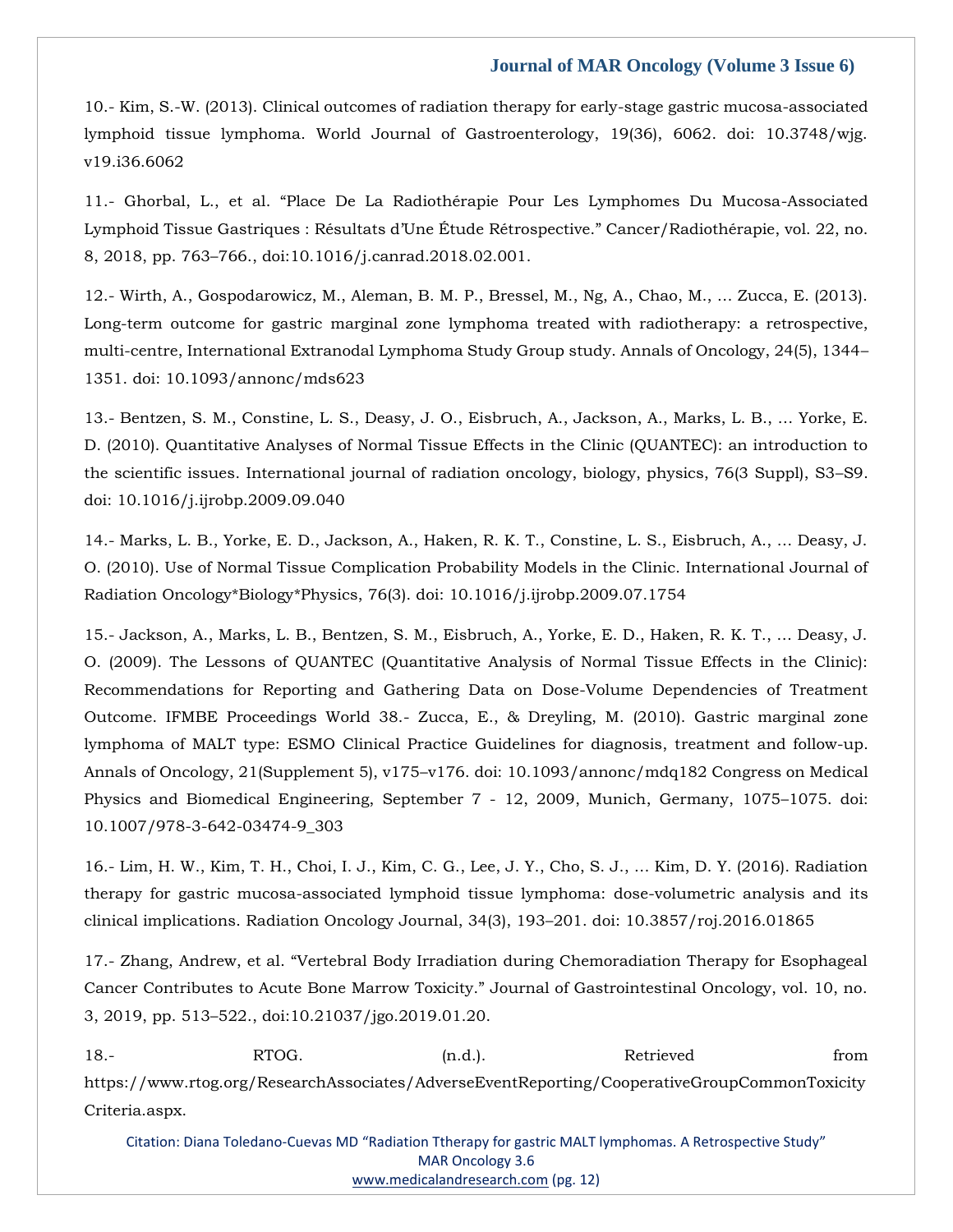10.- Kim, S.-W. (2013). Clinical outcomes of radiation therapy for early-stage gastric mucosa-associated lymphoid tissue lymphoma. World Journal of Gastroenterology, 19(36), 6062. doi: 10.3748/wjg.v19.i36.6062

11.- Ghorbal, L., et al. "Place De La Radiothérapie Pour Les Lymphomes Du Mucosa-Associated Lymphoid Tissue Gastriques : Résultats d'Une Étude Rétrospective." Cancer/Radiothérapie, vol. 22, no. 8, 2018, pp. 763–766., doi:10.1016/j.canrad.2018.02.001.

12.- Wirth, A., Gospodarowicz, M., Aleman, B. M. P., Bressel, M., Ng, A., Chao, M., … Zucca, E. (2013). Long-term outcome for gastric marginal zone lymphoma treated with radiotherapy: a retrospective, multi-centre, International Extranodal Lymphoma Study Group study. Annals of Oncology, 24(5), 1344–1351. doi: 10.1093/annonc/mds623

13.- Bentzen, S. M., Constine, L. S., Deasy, J. O., Eisbruch, A., Jackson, A., Marks, L. B., … Yorke, E. D. (2010). Quantitative Analyses of Normal Tissue Effects in the Clinic (QUANTEC): an introduction to the scientific issues. International journal of radiation oncology, biology, physics, 76(3 Suppl), S3–S9. doi: 10.1016/j.ijrobp.2009.09.040

14.- Marks, L. B., Yorke, E. D., Jackson, A., Haken, R. K. T., Constine, L. S., Eisbruch, A., … Deasy, J. O. (2010). Use of Normal Tissue Complication Probability Models in the Clinic. International Journal of Radiation Oncology*Biology*Physics, 76(3). doi: 10.1016/j.ijrobp.2009.07.1754

15.- Jackson, A., Marks, L. B., Bentzen, S. M., Eisbruch, A., Yorke, E. D., Haken, R. K. T., … Deasy, J. O. (2009). The Lessons of QUANTEC (Quantitative Analysis of Normal Tissue Effects in the Clinic): Recommendations for Reporting and Gathering Data on Dose-Volume Dependencies of Treatment Outcome. IFMBE Proceedings World 38.- Zucca, E., & Dreyling, M. (2010). Gastric marginal zone lymphoma of MALT type: ESMO Clinical Practice Guidelines for diagnosis, treatment and follow-up. Annals of Oncology, 21(Supplement 5), v175–v176. doi: 10.1093/annonc/mdq182 Congress on Medical Physics and Biomedical Engineering, September 7 - 12, 2009, Munich, Germany, 1075–1075. doi: 10.1007/978-3-642-03474-9_303

16.- Lim, H. W., Kim, T. H., Choi, I. J., Kim, C. G., Lee, J. Y., Cho, S. J., … Kim, D. Y. (2016). Radiation therapy for gastric mucosa-associated lymphoid tissue lymphoma: dose-volumetric analysis and its clinical implications. Radiation Oncology Journal, 34(3), 193–201. doi: 10.3857/roj.2016.01865

17.- Zhang, Andrew, et al. "Vertebral Body Irradiation during Chemoradiation Therapy for Esophageal Cancer Contributes to Acute Bone Marrow Toxicity." Journal of Gastrointestinal Oncology, vol. 10, no. 3, 2019, pp. 513–522., doi:10.21037/jgo.2019.01.20.

18.- RTOG. (n.d.). Retrieved from https://www.rtog.org/ResearchAssociates/AdverseEventReporting/CooperativeGroupCommonToxicityCriteria.aspx.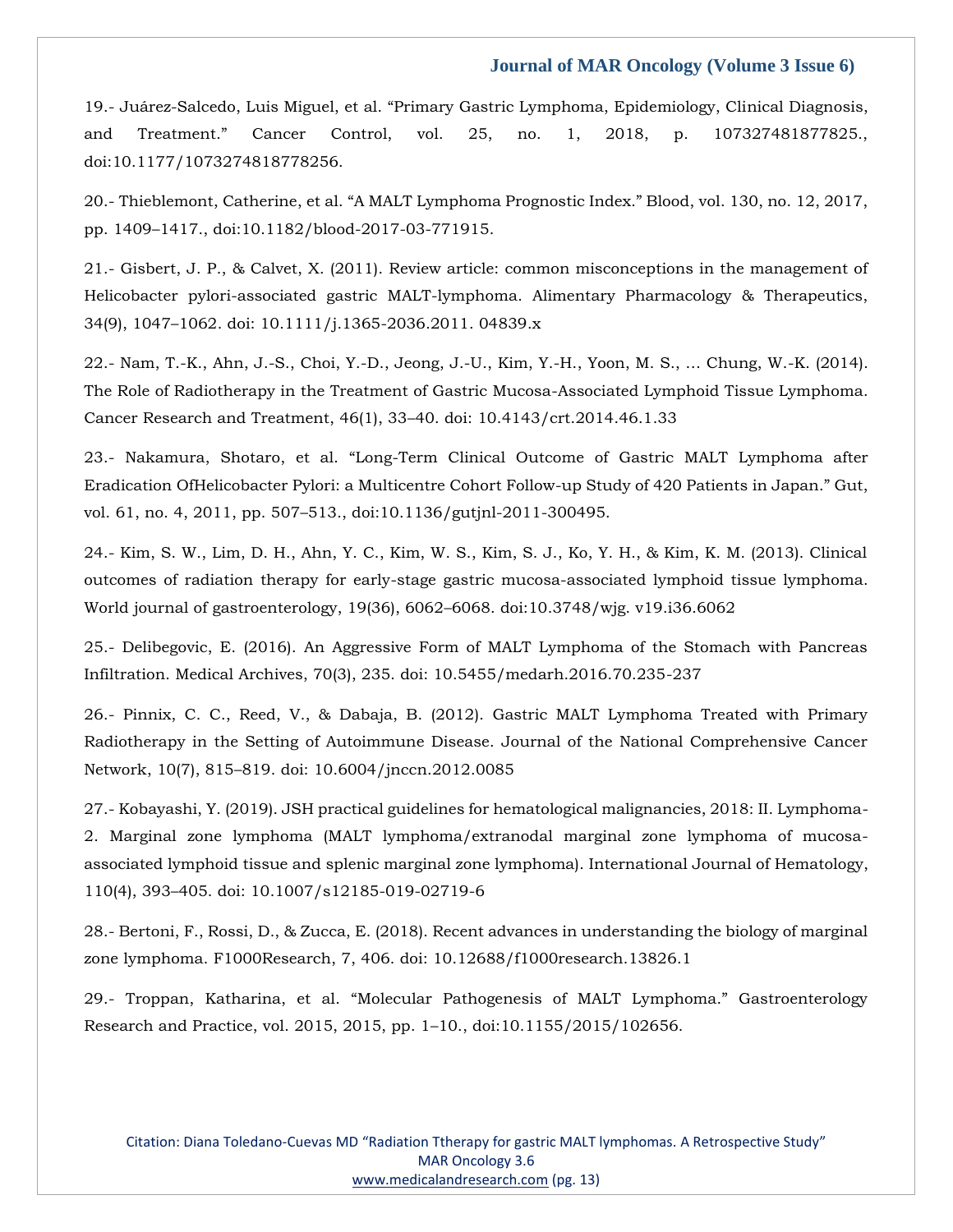19.- Juárez-Salcedo, Luis Miguel, et al. "Primary Gastric Lymphoma, Epidemiology, Clinical Diagnosis, and Treatment." Cancer Control, vol. 25, no. 1, 2018, p. 107327481877825., doi:10.1177/1073274818778256.

20.- Thieblemont, Catherine, et al. "A MALT Lymphoma Prognostic Index." Blood, vol. 130, no. 12, 2017, pp. 1409–1417., doi:10.1182/blood-2017-03-771915.

21.- Gisbert, J. P., & Calvet, X. (2011). Review article: common misconceptions in the management of Helicobacter pylori-associated gastric MALT-lymphoma. Alimentary Pharmacology & Therapeutics, 34(9), 1047–1062. doi: 10.1111/j.1365-2036.2011. 04839.x

22.- Nam, T.-K., Ahn, J.-S., Choi, Y.-D., Jeong, J.-U., Kim, Y.-H., Yoon, M. S., … Chung, W.-K. (2014). The Role of Radiotherapy in the Treatment of Gastric Mucosa-Associated Lymphoid Tissue Lymphoma. Cancer Research and Treatment, 46(1), 33–40. doi: 10.4143/crt.2014.46.1.33

23.- Nakamura, Shotaro, et al. "Long-Term Clinical Outcome of Gastric MALT Lymphoma after Eradication OfHelicobacter Pylori: a Multicentre Cohort Follow-up Study of 420 Patients in Japan." Gut, vol. 61, no. 4, 2011, pp. 507–513., doi:10.1136/gutjnl-2011-300495.

24.- Kim, S. W., Lim, D. H., Ahn, Y. C., Kim, W. S., Kim, S. J., Ko, Y. H., & Kim, K. M. (2013). Clinical outcomes of radiation therapy for early-stage gastric mucosa-associated lymphoid tissue lymphoma. World journal of gastroenterology, 19(36), 6062–6068. doi:10.3748/wjg. v19.i36.6062

25.- Delibegovic, E. (2016). An Aggressive Form of MALT Lymphoma of the Stomach with Pancreas Infiltration. Medical Archives, 70(3), 235. doi: 10.5455/medarh.2016.70.235-237

26.- Pinnix, C. C., Reed, V., & Dabaja, B. (2012). Gastric MALT Lymphoma Treated with Primary Radiotherapy in the Setting of Autoimmune Disease. Journal of the National Comprehensive Cancer Network, 10(7), 815–819. doi: 10.6004/jnccn.2012.0085

27.- Kobayashi, Y. (2019). JSH practical guidelines for hematological malignancies, 2018: II. Lymphoma-2. Marginal zone lymphoma (MALT lymphoma/extranodal marginal zone lymphoma of mucosa-associated lymphoid tissue and splenic marginal zone lymphoma). International Journal of Hematology, 110(4), 393–405. doi: 10.1007/s12185-019-02719-6

28.- Bertoni, F., Rossi, D., & Zucca, E. (2018). Recent advances in understanding the biology of marginal zone lymphoma. F1000Research, 7, 406. doi: 10.12688/f1000research.13826.1

29.- Troppan, Katharina, et al. "Molecular Pathogenesis of MALT Lymphoma." Gastroenterology Research and Practice, vol. 2015, 2015, pp. 1–10., doi:10.1155/2015/102656.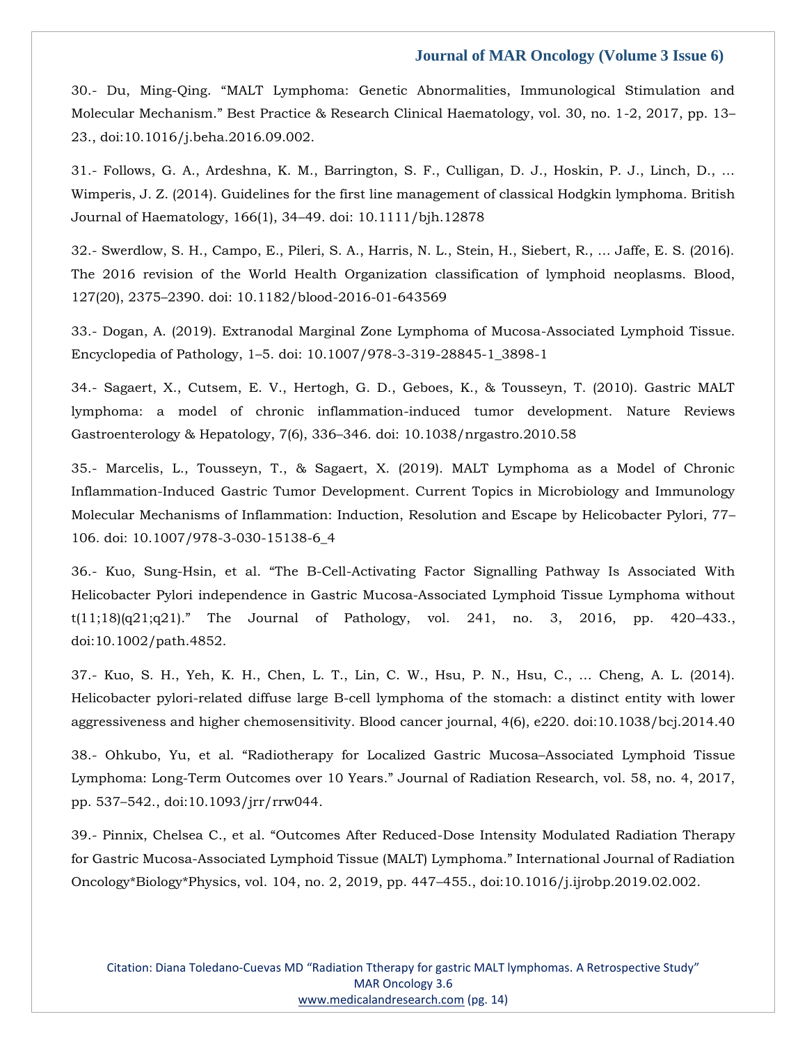30.- Du, Ming-Qing. "MALT Lymphoma: Genetic Abnormalities, Immunological Stimulation and Molecular Mechanism." Best Practice & Research Clinical Haematology, vol. 30, no. 1-2, 2017, pp. 13–23., doi:10.1016/j.beha.2016.09.002.

31.- Follows, G. A., Ardeshna, K. M., Barrington, S. F., Culligan, D. J., Hoskin, P. J., Linch, D., … Wimperis, J. Z. (2014). Guidelines for the first line management of classical Hodgkin lymphoma. British Journal of Haematology, 166(1), 34–49. doi: 10.1111/bjh.12878

32.- Swerdlow, S. H., Campo, E., Pileri, S. A., Harris, N. L., Stein, H., Siebert, R., … Jaffe, E. S. (2016). The 2016 revision of the World Health Organization classification of lymphoid neoplasms. Blood, 127(20), 2375–2390. doi: 10.1182/blood-2016-01-643569

33.- Dogan, A. (2019). Extranodal Marginal Zone Lymphoma of Mucosa-Associated Lymphoid Tissue. Encyclopedia of Pathology, 1–5. doi: 10.1007/978-3-319-28845-1_3898-1

34.- Sagaert, X., Cutsem, E. V., Hertogh, G. D., Geboes, K., & Tousseyn, T. (2010). Gastric MALT lymphoma: a model of chronic inflammation-induced tumor development. Nature Reviews Gastroenterology & Hepatology, 7(6), 336–346. doi: 10.1038/nrgastro.2010.58

35.- Marcelis, L., Tousseyn, T., & Sagaert, X. (2019). MALT Lymphoma as a Model of Chronic Inflammation-Induced Gastric Tumor Development. Current Topics in Microbiology and Immunology Molecular Mechanisms of Inflammation: Induction, Resolution and Escape by Helicobacter Pylori, 77–106. doi: 10.1007/978-3-030-15138-6_4

36.- Kuo, Sung-Hsin, et al. "The B-Cell-Activating Factor Signalling Pathway Is Associated With Helicobacter Pylori independence in Gastric Mucosa-Associated Lymphoid Tissue Lymphoma without t(11;18)(q21;q21)." The Journal of Pathology, vol. 241, no. 3, 2016, pp. 420–433., doi:10.1002/path.4852.

37.- Kuo, S. H., Yeh, K. H., Chen, L. T., Lin, C. W., Hsu, P. N., Hsu, C., … Cheng, A. L. (2014). Helicobacter pylori-related diffuse large B-cell lymphoma of the stomach: a distinct entity with lower aggressiveness and higher chemosensitivity. Blood cancer journal, 4(6), e220. doi:10.1038/bcj.2014.40

38.- Ohkubo, Yu, et al. "Radiotherapy for Localized Gastric Mucosa–Associated Lymphoid Tissue Lymphoma: Long-Term Outcomes over 10 Years." Journal of Radiation Research, vol. 58, no. 4, 2017, pp. 537–542., doi:10.1093/jrr/rrw044.

39.- Pinnix, Chelsea C., et al. "Outcomes After Reduced-Dose Intensity Modulated Radiation Therapy for Gastric Mucosa-Associated Lymphoid Tissue (MALT) Lymphoma." International Journal of Radiation Oncology*Biology*Physics, vol. 104, no. 2, 2019, pp. 447–455., doi:10.1016/j.ijrobp.2019.02.002.